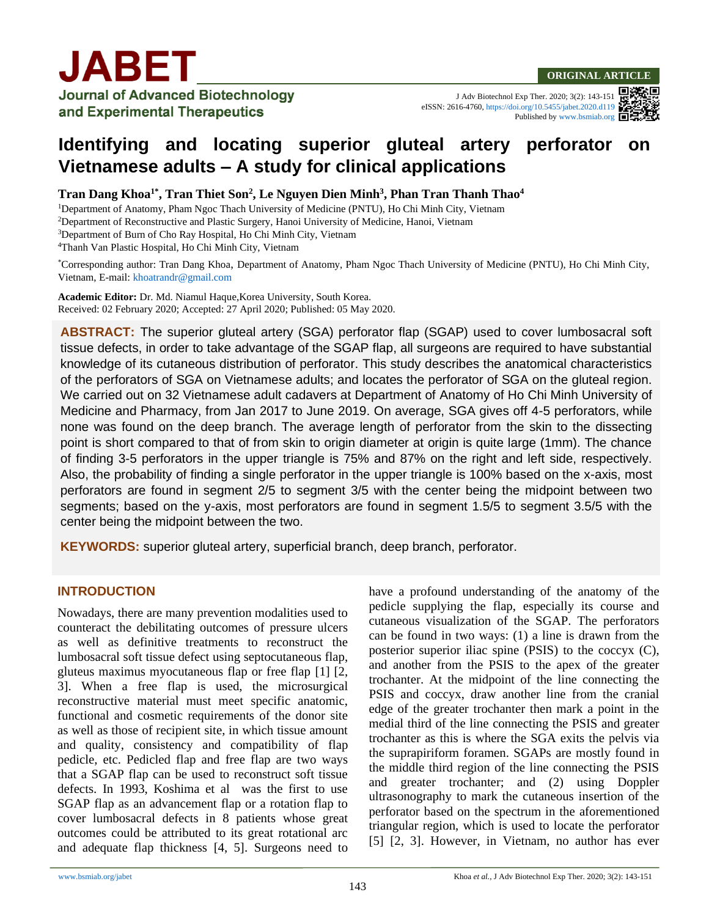ORIGINAL ARTICLE

# Identifying and locating superior gluteal artery perforator on Vietnamese adults – A study for clinical applications

**Tran Dang Khoa[1*], Tran Thiet Son[2], Le Nguyen Dien Minh[3], Phan Tran Thanh Thao[4]**

[1]Department of Anatomy, Pham Ngoc Thach University of Medicine (PNTU), Ho Chi Minh City, Vietnam
[2]Department of Reconstructive and Plastic Surgery, Hanoi University of Medicine, Hanoi, Vietnam
[3]Department of Burn of Cho Ray Hospital, Ho Chi Minh City, Vietnam
[4]Thanh Van Plastic Hospital, Ho Chi Minh City, Vietnam

[*]Corresponding author: Tran Dang Khoa, Department of Anatomy, Pham Ngoc Thach University of Medicine (PNTU), Ho Chi Minh City, Vietnam, E-mail: khoatrandr@gmail.com

**Academic Editor:** Dr. Md. Niamul Haque,Korea University, South Korea.
Received: 02 February 2020; Accepted: 27 April 2020; Published: 05 May 2020.

**ABSTRACT:** The superior gluteal artery (SGA) perforator flap (SGAP) used to cover lumbosacral soft tissue defects, in order to take advantage of the SGAP flap, all surgeons are required to have substantial knowledge of its cutaneous distribution of perforator. This study describes the anatomical characteristics of the perforators of SGA on Vietnamese adults; and locates the perforator of SGA on the gluteal region. We carried out on 32 Vietnamese adult cadavers at Department of Anatomy of Ho Chi Minh University of Medicine and Pharmacy, from Jan 2017 to June 2019. On average, SGA gives off 4-5 perforators, while none was found on the deep branch. The average length of perforator from the skin to the dissecting point is short compared to that of from skin to origin diameter at origin is quite large (1mm). The chance of finding 3-5 perforators in the upper triangle is 75% and 87% on the right and left side, respectively. Also, the probability of finding a single perforator in the upper triangle is 100% based on the x-axis, most perforators are found in segment 2/5 to segment 3/5 with the center being the midpoint between two segments; based on the y-axis, most perforators are found in segment 1.5/5 to segment 3.5/5 with the center being the midpoint between the two.

**KEYWORDS:** superior gluteal artery, superficial branch, deep branch, perforator.

## INTRODUCTION

Nowadays, there are many prevention modalities used to counteract the debilitating outcomes of pressure ulcers as well as definitive treatments to reconstruct the lumbosacral soft tissue defect using septocutaneous flap, gluteus maximus myocutaneous flap or free flap [1] [2, 3]. When a free flap is used, the microsurgical reconstructive material must meet specific anatomic, functional and cosmetic requirements of the donor site as well as those of recipient site, in which tissue amount and quality, consistency and compatibility of flap pedicle, etc. Pedicled flap and free flap are two ways that a SGAP flap can be used to reconstruct soft tissue defects. In 1993, Koshima et al was the first to use SGAP flap as an advancement flap or a rotation flap to cover lumbosacral defects in 8 patients whose great outcomes could be attributed to its great rotational arc and adequate flap thickness [4, 5]. Surgeons need to have a profound understanding of the anatomy of the pedicle supplying the flap, especially its course and cutaneous visualization of the SGAP. The perforators can be found in two ways: (1) a line is drawn from the posterior superior iliac spine (PSIS) to the coccyx (C), and another from the PSIS to the apex of the greater trochanter. At the midpoint of the line connecting the PSIS and coccyx, draw another line from the cranial edge of the greater trochanter then mark a point in the medial third of the line connecting the PSIS and greater trochanter as this is where the SGA exits the pelvis via the suprapiriform foramen. SGAPs are mostly found in the middle third region of the line connecting the PSIS and greater trochanter; and (2) using Doppler ultrasonography to mark the cutaneous insertion of the perforator based on the spectrum in the aforementioned triangular region, which is used to locate the perforator [5] [2, 3]. However, in Vietnam, no author has ever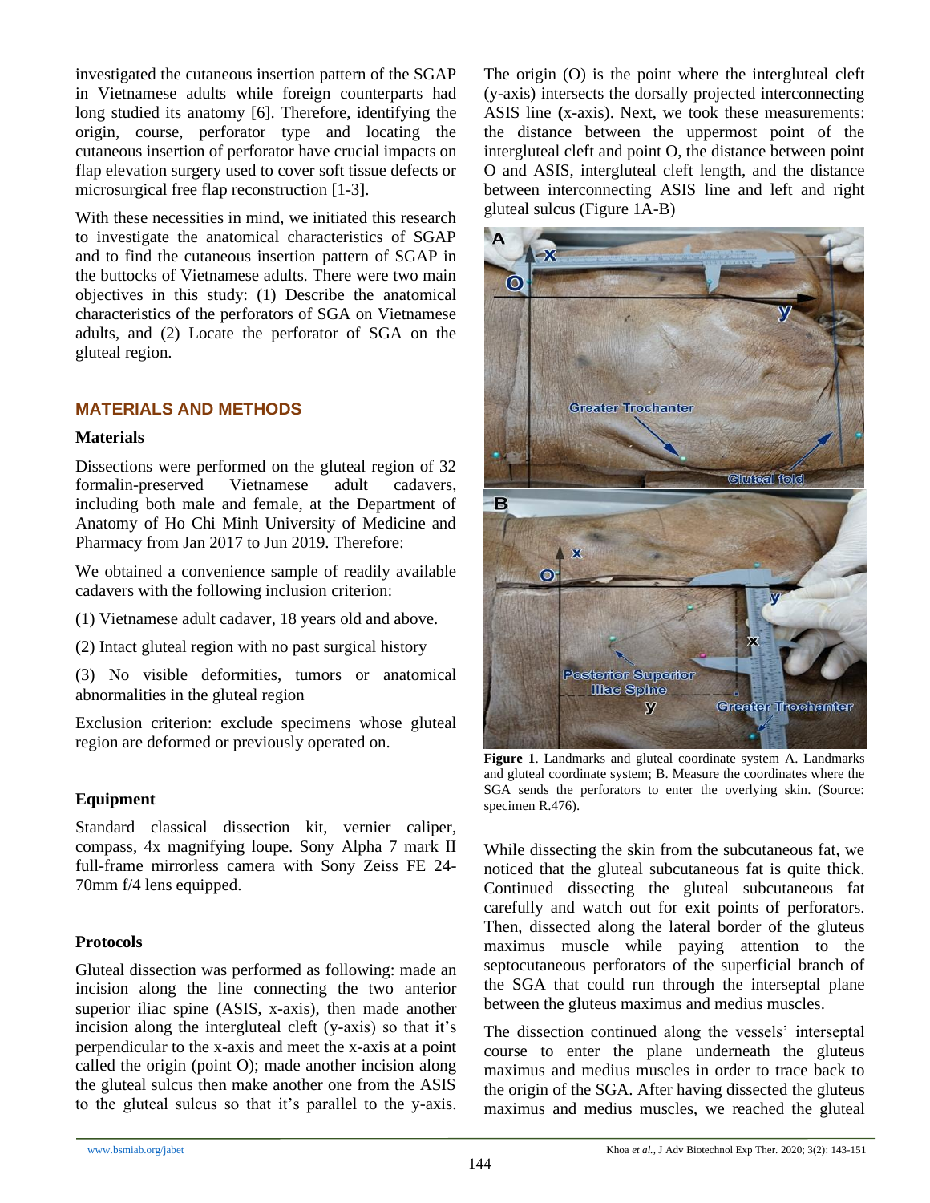investigated the cutaneous insertion pattern of the SGAP in Vietnamese adults while foreign counterparts had long studied its anatomy [6]. Therefore, identifying the origin, course, perforator type and locating the cutaneous insertion of perforator have crucial impacts on flap elevation surgery used to cover soft tissue defects or microsurgical free flap reconstruction [1-3].

With these necessities in mind, we initiated this research to investigate the anatomical characteristics of SGAP and to find the cutaneous insertion pattern of SGAP in the buttocks of Vietnamese adults. There were two main objectives in this study: (1) Describe the anatomical characteristics of the perforators of SGA on Vietnamese adults, and (2) Locate the perforator of SGA on the gluteal region.

## MATERIALS AND METHODS

### Materials

Dissections were performed on the gluteal region of 32 formalin-preserved Vietnamese adult cadavers, including both male and female, at the Department of Anatomy of Ho Chi Minh University of Medicine and Pharmacy from Jan 2017 to Jun 2019. Therefore:

We obtained a convenience sample of readily available cadavers with the following inclusion criterion:

(1) Vietnamese adult cadaver, 18 years old and above.

(2) Intact gluteal region with no past surgical history

(3) No visible deformities, tumors or anatomical abnormalities in the gluteal region

Exclusion criterion: exclude specimens whose gluteal region are deformed or previously operated on.

### Equipment

Standard classical dissection kit, vernier caliper, compass, 4x magnifying loupe. Sony Alpha 7 mark II full-frame mirrorless camera with Sony Zeiss FE 24-70mm f/4 lens equipped.

### Protocols

Gluteal dissection was performed as following: made an incision along the line connecting the two anterior superior iliac spine (ASIS, x-axis), then made another incision along the intergluteal cleft (y-axis) so that it's perpendicular to the x-axis and meet the x-axis at a point called the origin (point O); made another incision along the gluteal sulcus then make another one from the ASIS to the gluteal sulcus so that it's parallel to the y-axis. The origin (O) is the point where the intergluteal cleft (y-axis) intersects the dorsally projected interconnecting ASIS line **(**x-axis). Next, we took these measurements: the distance between the uppermost point of the intergluteal cleft and point O, the distance between point O and ASIS, intergluteal cleft length, and the distance between interconnecting ASIS line and left and right gluteal sulcus (Figure 1A-B)

**Figure 1**. Landmarks and gluteal coordinate system A. Landmarks and gluteal coordinate system; B. Measure the coordinates where the SGA sends the perforators to enter the overlying skin. (Source: specimen R.476).

While dissecting the skin from the subcutaneous fat, we noticed that the gluteal subcutaneous fat is quite thick. Continued dissecting the gluteal subcutaneous fat carefully and watch out for exit points of perforators. Then, dissected along the lateral border of the gluteus maximus muscle while paying attention to the septocutaneous perforators of the superficial branch of the SGA that could run through the interseptal plane between the gluteus maximus and medius muscles.

The dissection continued along the vessels' interseptal course to enter the plane underneath the gluteus maximus and medius muscles in order to trace back to the origin of the SGA. After having dissected the gluteus maximus and medius muscles, we reached the gluteal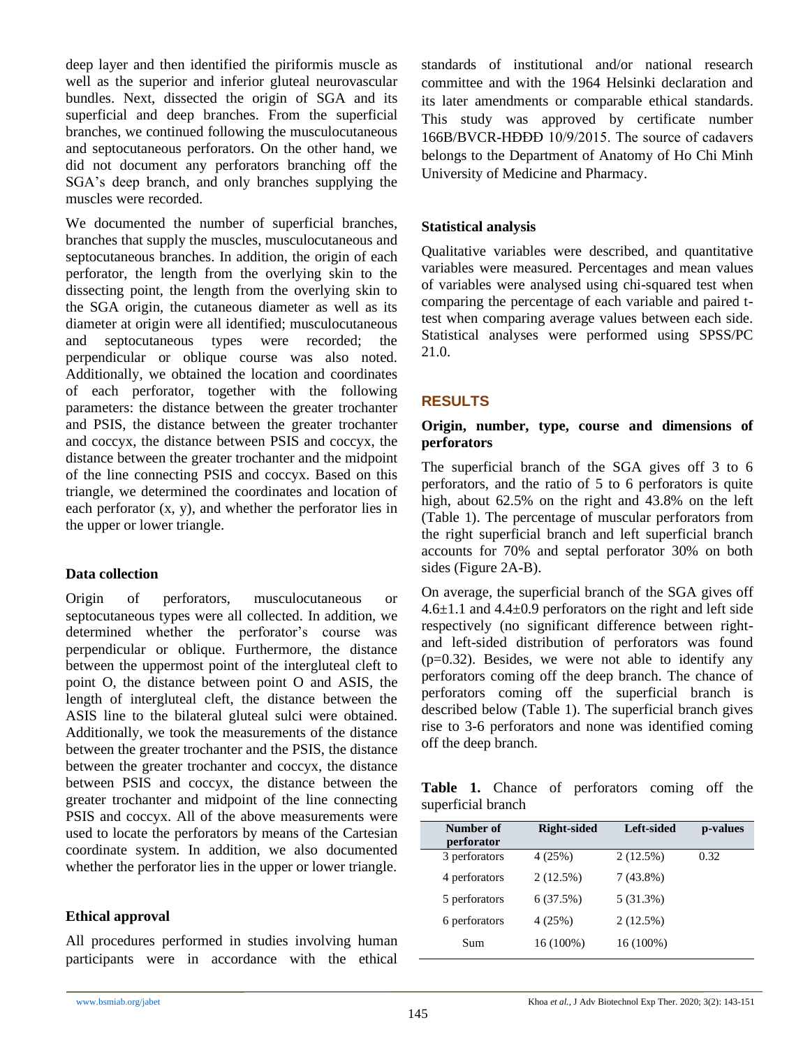deep layer and then identified the piriformis muscle as well as the superior and inferior gluteal neurovascular bundles. Next, dissected the origin of SGA and its superficial and deep branches. From the superficial branches, we continued following the musculocutaneous and septocutaneous perforators. On the other hand, we did not document any perforators branching off the SGA's deep branch, and only branches supplying the muscles were recorded.

We documented the number of superficial branches, branches that supply the muscles, musculocutaneous and septocutaneous branches. In addition, the origin of each perforator, the length from the overlying skin to the dissecting point, the length from the overlying skin to the SGA origin, the cutaneous diameter as well as its diameter at origin were all identified; musculocutaneous and septocutaneous types were recorded; the perpendicular or oblique course was also noted. Additionally, we obtained the location and coordinates of each perforator, together with the following parameters: the distance between the greater trochanter and PSIS, the distance between the greater trochanter and coccyx, the distance between PSIS and coccyx, the distance between the greater trochanter and the midpoint of the line connecting PSIS and coccyx. Based on this triangle, we determined the coordinates and location of each perforator (x, y), and whether the perforator lies in the upper or lower triangle.

### Data collection

Origin of perforators, musculocutaneous or septocutaneous types were all collected. In addition, we determined whether the perforator's course was perpendicular or oblique. Furthermore, the distance between the uppermost point of the intergluteal cleft to point O, the distance between point O and ASIS, the length of intergluteal cleft, the distance between the ASIS line to the bilateral gluteal sulci were obtained. Additionally, we took the measurements of the distance between the greater trochanter and the PSIS, the distance between the greater trochanter and coccyx, the distance between PSIS and coccyx, the distance between the greater trochanter and midpoint of the line connecting PSIS and coccyx. All of the above measurements were used to locate the perforators by means of the Cartesian coordinate system. In addition, we also documented whether the perforator lies in the upper or lower triangle.

### Ethical approval

All procedures performed in studies involving human participants were in accordance with the ethical standards of institutional and/or national research committee and with the 1964 Helsinki declaration and its later amendments or comparable ethical standards. This study was approved by certificate number 166B/BVCR-HĐĐĐ 10/9/2015. The source of cadavers belongs to the Department of Anatomy of Ho Chi Minh University of Medicine and Pharmacy.

### Statistical analysis

Qualitative variables were described, and quantitative variables were measured. Percentages and mean values of variables were analysed using chi-squared test when comparing the percentage of each variable and paired t-test when comparing average values between each side. Statistical analyses were performed using SPSS/PC 21.0.

## RESULTS

### Origin, number, type, course and dimensions of perforators

The superficial branch of the SGA gives off 3 to 6 perforators, and the ratio of 5 to 6 perforators is quite high, about 62.5% on the right and 43.8% on the left (Table 1). The percentage of muscular perforators from the right superficial branch and left superficial branch accounts for 70% and septal perforator 30% on both sides (Figure 2A-B).

On average, the superficial branch of the SGA gives off $4.6\pm1.1$ and $4.4\pm0.9$ perforators on the right and left side respectively (no significant difference between right- and left-sided distribution of perforators was found ($p=0.32$). Besides, we were not able to identify any perforators coming off the deep branch. The chance of perforators coming off the superficial branch is described below (Table 1). The superficial branch gives rise to 3-6 perforators and none was identified coming off the deep branch.

**Table 1.** Chance of perforators coming off the superficial branch

| Number of perforator | Right-sided | Left-sided | p-values |
|---|---|---|---|
| 3 perforators | 4 (25%) | 2 (12.5%) | 0.32 |
| 4 perforators | 2 (12.5%) | 7 (43.8%) | |
| 5 perforators | 6 (37.5%) | 5 (31.3%) | |
| 6 perforators | 4 (25%) | 2 (12.5%) | |
| Sum | 16 (100%) | 16 (100%) | |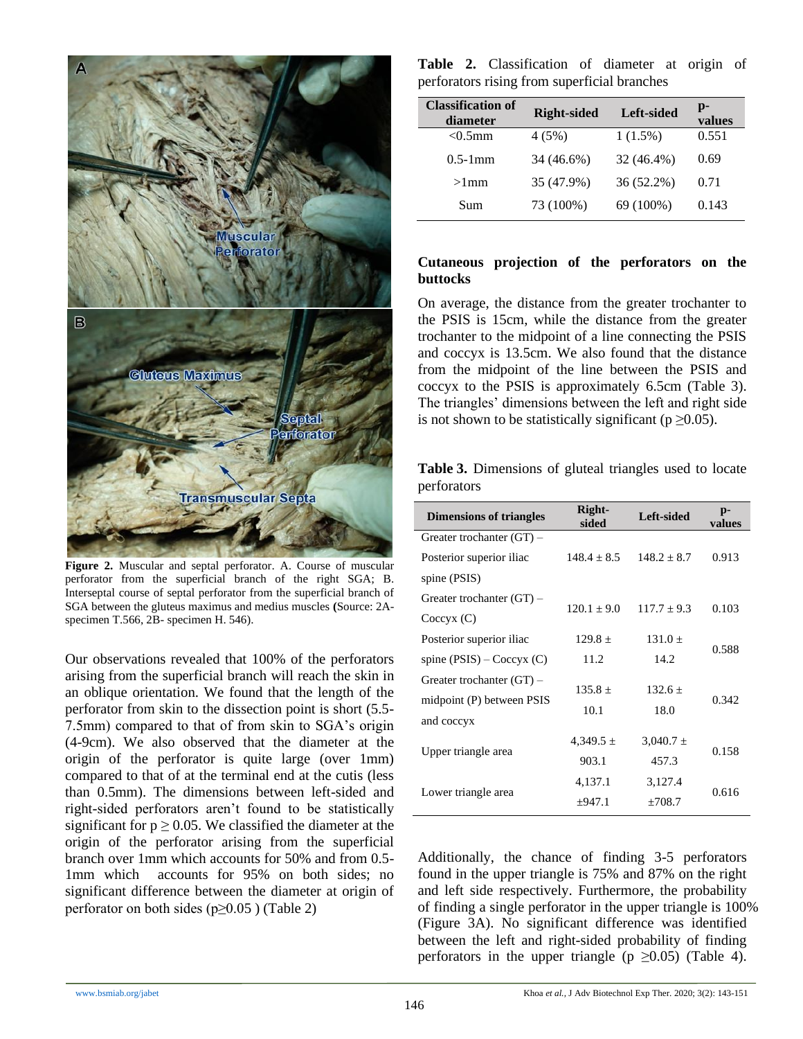Figure 2. Muscular and septal perforator. A. Course of muscular perforator from the superficial branch of the right SGA; B. Interseptal course of septal perforator from the superficial branch of SGA between the gluteus maximus and medius muscles (Source: 2A-specimen T.566, 2B- specimen H. 546).

Our observations revealed that 100% of the perforators arising from the superficial branch will reach the skin in an oblique orientation. We found that the length of the perforator from skin to the dissection point is short (5.5-7.5mm) compared to that of from skin to SGA's origin (4-9cm). We also observed that the diameter at the origin of the perforator is quite large (over 1mm) compared to that of at the terminal end at the cutis (less than 0.5mm). The dimensions between left-sided and right-sided perforators aren't found to be statistically significant for $p \geq 0.05$. We classified the diameter at the origin of the perforator arising from the superficial branch over 1mm which accounts for 50% and from 0.5-1mm which accounts for 95% on both sides; no significant difference between the diameter at origin of perforator on both sides ($p \geq 0.05$) (Table 2)

**Table 2.** Classification of diameter at origin of perforators rising from superficial branches

| Classification of diameter | Right-sided | Left-sided | p-values |
|---|---|---|---|
| <0.5mm | 4 (5%) | 1 (1.5%) | 0.551 |
| 0.5-1mm | 34 (46.6%) | 32 (46.4%) | 0.69 |
| >1mm | 35 (47.9%) | 36 (52.2%) | 0.71 |
| Sum | 73 (100%) | 69 (100%) | 0.143 |

## Cutaneous projection of the perforators on the buttocks

On average, the distance from the greater trochanter to the PSIS is 15cm, while the distance from the greater trochanter to the midpoint of a line connecting the PSIS and coccyx is 13.5cm. We also found that the distance from the midpoint of the line between the PSIS and coccyx to the PSIS is approximately 6.5cm (Table 3). The triangles' dimensions between the left and right side is not shown to be statistically significant ($p \geq 0.05$).

**Table 3.** Dimensions of gluteal triangles used to locate perforators

| Dimensions of triangles | Right-sided | Left-sided | p-values |
|---|---|---|---|
| Greater trochanter (GT) – Posterior superior iliac spine (PSIS) | 148.4 ± 8.5 | 148.2 ± 8.7 | 0.913 |
| Greater trochanter (GT) – Coccyx (C) | 120.1 ± 9.0 | 117.7 ± 9.3 | 0.103 |
| Posterior superior iliac spine (PSIS) – Coccyx (C) | 129.8 ± 11.2 | 131.0 ± 14.2 | 0.588 |
| Greater trochanter (GT) – midpoint (P) between PSIS and coccyx | 135.8 ± 10.1 | 132.6 ± 18.0 | 0.342 |
| Upper triangle area | 4,349.5 ± 903.1 | 3,040.7 ± 457.3 | 0.158 |
| Lower triangle area | 4,137.1 ±947.1 | 3,127.4 ±708.7 | 0.616 |

Additionally, the chance of finding 3-5 perforators found in the upper triangle is 75% and 87% on the right and left side respectively. Furthermore, the probability of finding a single perforator in the upper triangle is 100% (Figure 3A). No significant difference was identified between the left and right-sided probability of finding perforators in the upper triangle ($p \geq 0.05$) (Table 4).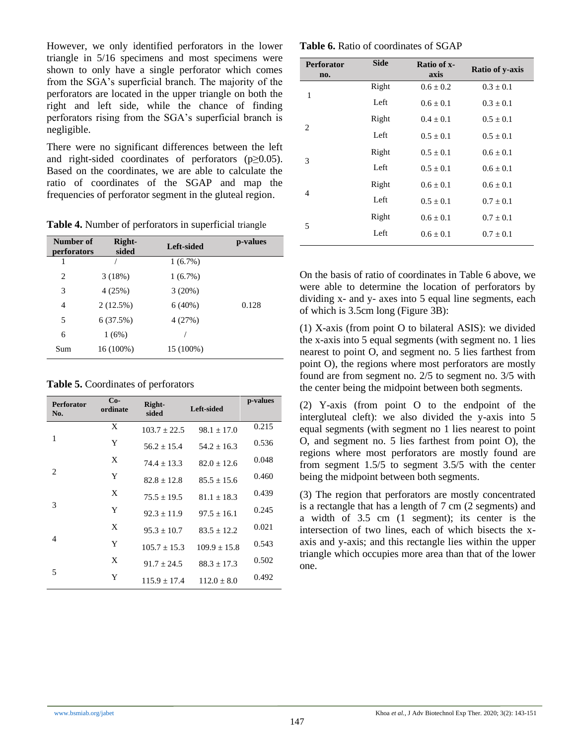However, we only identified perforators in the lower triangle in 5/16 specimens and most specimens were shown to only have a single perforator which comes from the SGA's superficial branch. The majority of the perforators are located in the upper triangle on both the right and left side, while the chance of finding perforators rising from the SGA's superficial branch is negligible.

There were no significant differences between the left and right-sided coordinates of perforators ($p \geq 0.05$). Based on the coordinates, we are able to calculate the ratio of coordinates of the SGAP and map the frequencies of perforator segment in the gluteal region.

**Table 4.** Number of perforators in superficial triangle

| Number of perforators | Right-sided | Left-sided | p-values |
|---|---|---|---|
| 1 | / | 1 (6.7%) | |
| 2 | 3 (18%) | 1 (6.7%) | |
| 3 | 4 (25%) | 3 (20%) | |
| 4 | 2 (12.5%) | 6 (40%) | 0.128 |
| 5 | 6 (37.5%) | 4 (27%) | |
| 6 | 1 (6%) | / | |
| Sum | 16 (100%) | 15 (100%) | |

**Table 5.** Coordinates of perforators

| Perforator No. | Co-ordinate | Right-sided | Left-sided | p-values |
|---|---|---|---|---|
| 1 | X | 103.7 ± 22.5 | 98.1 ± 17.0 | 0.215 |
| | Y | 56.2 ± 15.4 | 54.2 ± 16.3 | 0.536 |
| 2 | X | 74.4 ± 13.3 | 82.0 ± 12.6 | 0.048 |
| | Y | 82.8 ± 12.8 | 85.5 ± 15.6 | 0.460 |
| 3 | X | 75.5 ± 19.5 | 81.1 ± 18.3 | 0.439 |
| | Y | 92.3 ± 11.9 | 97.5 ± 16.1 | 0.245 |
| 4 | X | 95.3 ± 10.7 | 83.5 ± 12.2 | 0.021 |
| | Y | 105.7 ± 15.3 | 109.9 ± 15.8 | 0.543 |
| 5 | X | 91.7 ± 24.5 | 88.3 ± 17.3 | 0.502 |
| | Y | 115.9 ± 17.4 | 112.0 ± 8.0 | 0.492 |

**Table 6.** Ratio of coordinates of SGAP

| Perforator no. | Side | Ratio of x-axis | Ratio of y-axis |
|---|---|---|---|
| 1 | Right | 0.6 ± 0.2 | 0.3 ± 0.1 |
| | Left | 0.6 ± 0.1 | 0.3 ± 0.1 |
| 2 | Right | 0.4 ± 0.1 | 0.5 ± 0.1 |
| | Left | 0.5 ± 0.1 | 0.5 ± 0.1 |
| 3 | Right | 0.5 ± 0.1 | 0.6 ± 0.1 |
| | Left | 0.5 ± 0.1 | 0.6 ± 0.1 |
| 4 | Right | 0.6 ± 0.1 | 0.6 ± 0.1 |
| | Left | 0.5 ± 0.1 | 0.7 ± 0.1 |
| 5 | Right | 0.6 ± 0.1 | 0.7 ± 0.1 |
| | Left | 0.6 ± 0.1 | 0.7 ± 0.1 |

On the basis of ratio of coordinates in Table 6 above, we were able to determine the location of perforators by dividing x- and y- axes into 5 equal line segments, each of which is 3.5cm long (Figure 3B):

(1) X-axis (from point O to bilateral ASIS): we divided the x-axis into 5 equal segments (with segment no. 1 lies nearest to point O, and segment no. 5 lies farthest from point O), the regions where most perforators are mostly found are from segment no. 2/5 to segment no. 3/5 with the center being the midpoint between both segments.

(2) Y-axis (from point O to the endpoint of the intergluteal cleft): we also divided the y-axis into 5 equal segments (with segment no 1 lies nearest to point O, and segment no. 5 lies farthest from point O), the regions where most perforators are mostly found are from segment 1.5/5 to segment 3.5/5 with the center being the midpoint between both segments.

(3) The region that perforators are mostly concentrated is a rectangle that has a length of 7 cm (2 segments) and a width of 3.5 cm (1 segment); its center is the intersection of two lines, each of which bisects the x-axis and y-axis; and this rectangle lies within the upper triangle which occupies more area than that of the lower one.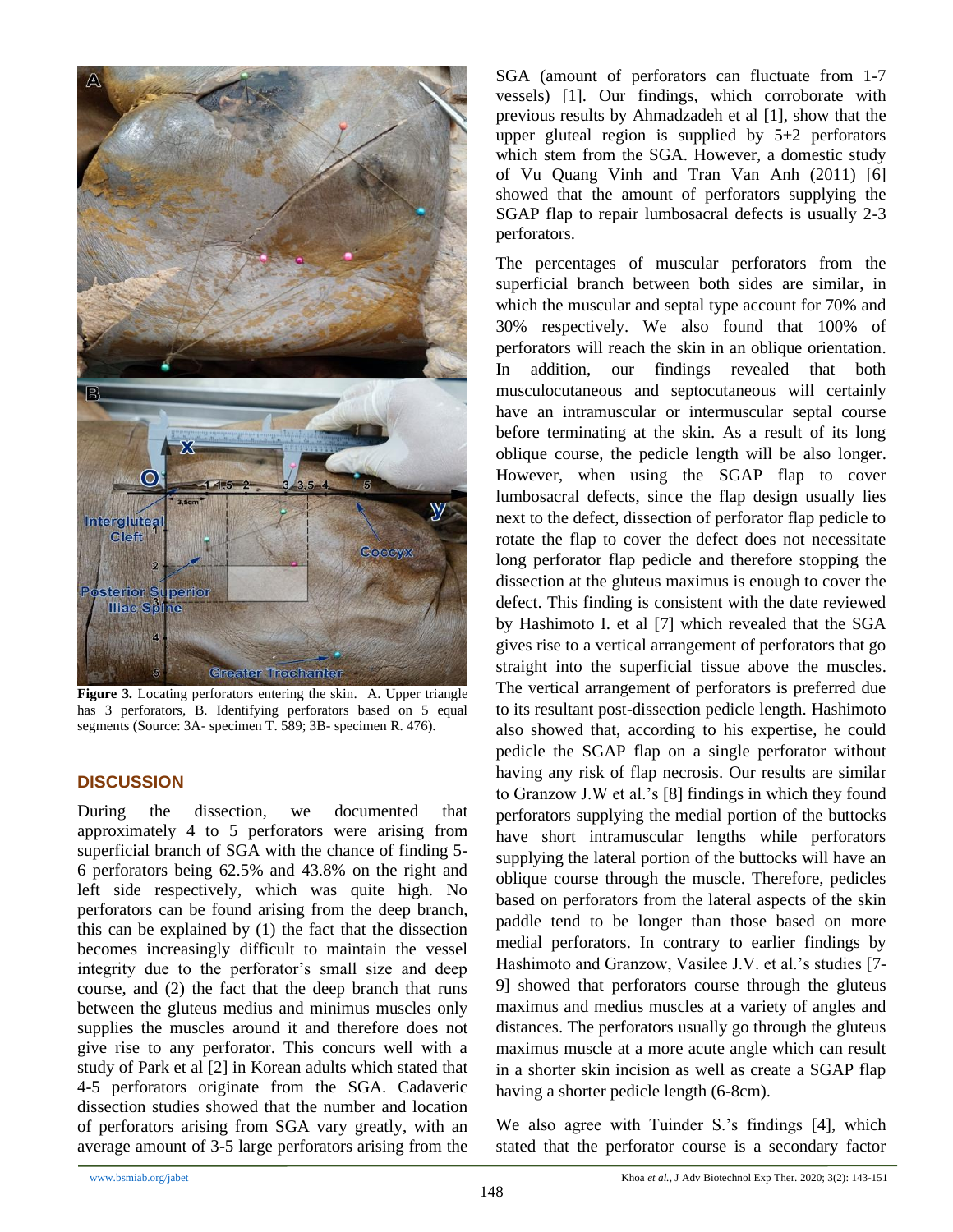Figure 3. Locating perforators entering the skin. A. Upper triangle has 3 perforators, B. Identifying perforators based on 5 equal segments (Source: 3A- specimen T. 589; 3B- specimen R. 476).

## DISCUSSION

During the dissection, we documented that approximately 4 to 5 perforators were arising from superficial branch of SGA with the chance of finding 5-6 perforators being 62.5% and 43.8% on the right and left side respectively, which was quite high. No perforators can be found arising from the deep branch, this can be explained by (1) the fact that the dissection becomes increasingly difficult to maintain the vessel integrity due to the perforator's small size and deep course, and (2) the fact that the deep branch that runs between the gluteus medius and minimus muscles only supplies the muscles around it and therefore does not give rise to any perforator. This concurs well with a study of Park et al [2] in Korean adults which stated that 4-5 perforators originate from the SGA. Cadaveric dissection studies showed that the number and location of perforators arising from SGA vary greatly, with an average amount of 3-5 large perforators arising from the SGA (amount of perforators can fluctuate from 1-7 vessels) [1]. Our findings, which corroborate with previous results by Ahmadzadeh et al [1], show that the upper gluteal region is supplied by 5±2 perforators which stem from the SGA. However, a domestic study of Vu Quang Vinh and Tran Van Anh (2011) [6] showed that the amount of perforators supplying the SGAP flap to repair lumbosacral defects is usually 2-3 perforators.

The percentages of muscular perforators from the superficial branch between both sides are similar, in which the muscular and septal type account for 70% and 30% respectively. We also found that 100% of perforators will reach the skin in an oblique orientation. In addition, our findings revealed that both musculocutaneous and septocutaneous will certainly have an intramuscular or intermuscular septal course before terminating at the skin. As a result of its long oblique course, the pedicle length will be also longer. However, when using the SGAP flap to cover lumbosacral defects, since the flap design usually lies next to the defect, dissection of perforator flap pedicle to rotate the flap to cover the defect does not necessitate long perforator flap pedicle and therefore stopping the dissection at the gluteus maximus is enough to cover the defect. This finding is consistent with the date reviewed by Hashimoto I. et al [7] which revealed that the SGA gives rise to a vertical arrangement of perforators that go straight into the superficial tissue above the muscles. The vertical arrangement of perforators is preferred due to its resultant post-dissection pedicle length. Hashimoto also showed that, according to his expertise, he could pedicle the SGAP flap on a single perforator without having any risk of flap necrosis. Our results are similar to Granzow J.W et al.'s [8] findings in which they found perforators supplying the medial portion of the buttocks have short intramuscular lengths while perforators supplying the lateral portion of the buttocks will have an oblique course through the muscle. Therefore, pedicles based on perforators from the lateral aspects of the skin paddle tend to be longer than those based on more medial perforators. In contrary to earlier findings by Hashimoto and Granzow, Vasilee J.V. et al.'s studies [7-9] showed that perforators course through the gluteus maximus and medius muscles at a variety of angles and distances. The perforators usually go through the gluteus maximus muscle at a more acute angle which can result in a shorter skin incision as well as create a SGAP flap having a shorter pedicle length (6-8cm).

We also agree with Tuinder S.'s findings [4], which stated that the perforator course is a secondary factor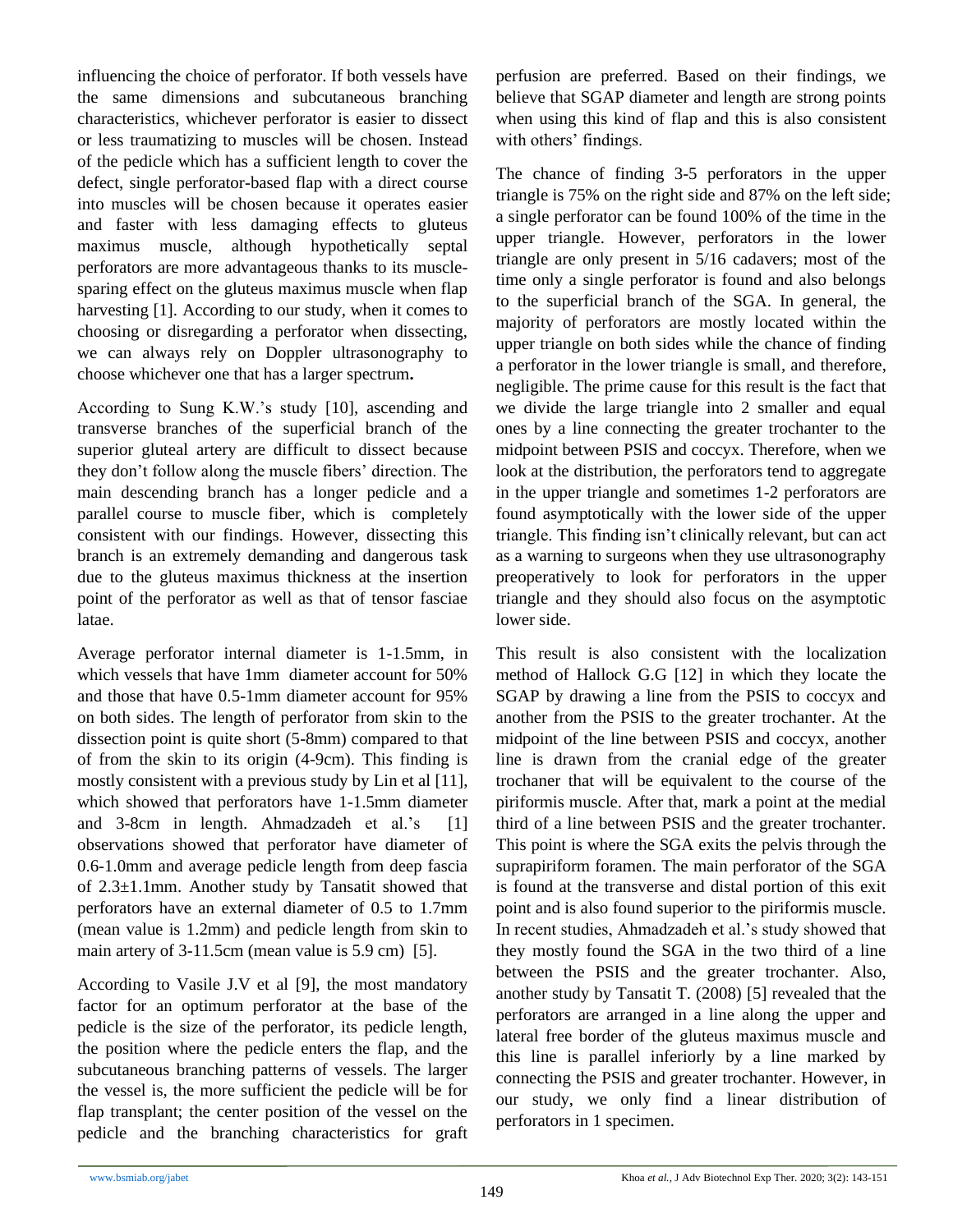influencing the choice of perforator. If both vessels have the same dimensions and subcutaneous branching characteristics, whichever perforator is easier to dissect or less traumatizing to muscles will be chosen. Instead of the pedicle which has a sufficient length to cover the defect, single perforator-based flap with a direct course into muscles will be chosen because it operates easier and faster with less damaging effects to gluteus maximus muscle, although hypothetically septal perforators are more advantageous thanks to its muscle-sparing effect on the gluteus maximus muscle when flap harvesting [1]. According to our study, when it comes to choosing or disregarding a perforator when dissecting, we can always rely on Doppler ultrasonography to choose whichever one that has a larger spectrum**.**

According to Sung K.W.'s study [10], ascending and transverse branches of the superficial branch of the superior gluteal artery are difficult to dissect because they don't follow along the muscle fibers' direction. The main descending branch has a longer pedicle and a parallel course to muscle fiber, which is completely consistent with our findings. However, dissecting this branch is an extremely demanding and dangerous task due to the gluteus maximus thickness at the insertion point of the perforator as well as that of tensor fasciae latae.

Average perforator internal diameter is 1-1.5mm, in which vessels that have 1mm diameter account for 50% and those that have 0.5-1mm diameter account for 95% on both sides. The length of perforator from skin to the dissection point is quite short (5-8mm) compared to that of from the skin to its origin (4-9cm). This finding is mostly consistent with a previous study by Lin et al [11], which showed that perforators have 1-1.5mm diameter and 3-8cm in length. Ahmadzadeh et al.'s [1] observations showed that perforator have diameter of 0.6-1.0mm and average pedicle length from deep fascia of 2.3±1.1mm. Another study by Tansatit showed that perforators have an external diameter of 0.5 to 1.7mm (mean value is 1.2mm) and pedicle length from skin to main artery of 3-11.5cm (mean value is 5.9 cm) [5].

According to Vasile J.V et al [9], the most mandatory factor for an optimum perforator at the base of the pedicle is the size of the perforator, its pedicle length, the position where the pedicle enters the flap, and the subcutaneous branching patterns of vessels. The larger the vessel is, the more sufficient the pedicle will be for flap transplant; the center position of the vessel on the pedicle and the branching characteristics for graft perfusion are preferred. Based on their findings, we believe that SGAP diameter and length are strong points when using this kind of flap and this is also consistent with others' findings.

The chance of finding 3-5 perforators in the upper triangle is 75% on the right side and 87% on the left side; a single perforator can be found 100% of the time in the upper triangle. However, perforators in the lower triangle are only present in 5/16 cadavers; most of the time only a single perforator is found and also belongs to the superficial branch of the SGA. In general, the majority of perforators are mostly located within the upper triangle on both sides while the chance of finding a perforator in the lower triangle is small, and therefore, negligible. The prime cause for this result is the fact that we divide the large triangle into 2 smaller and equal ones by a line connecting the greater trochanter to the midpoint between PSIS and coccyx. Therefore, when we look at the distribution, the perforators tend to aggregate in the upper triangle and sometimes 1-2 perforators are found asymptotically with the lower side of the upper triangle. This finding isn't clinically relevant, but can act as a warning to surgeons when they use ultrasonography preoperatively to look for perforators in the upper triangle and they should also focus on the asymptotic lower side.

This result is also consistent with the localization method of Hallock G.G [12] in which they locate the SGAP by drawing a line from the PSIS to coccyx and another from the PSIS to the greater trochanter. At the midpoint of the line between PSIS and coccyx, another line is drawn from the cranial edge of the greater trochaner that will be equivalent to the course of the piriformis muscle. After that, mark a point at the medial third of a line between PSIS and the greater trochanter. This point is where the SGA exits the pelvis through the suprapiriform foramen. The main perforator of the SGA is found at the transverse and distal portion of this exit point and is also found superior to the piriformis muscle. In recent studies, Ahmadzadeh et al.'s study showed that they mostly found the SGA in the two third of a line between the PSIS and the greater trochanter. Also, another study by Tansatit T. (2008) [5] revealed that the perforators are arranged in a line along the upper and lateral free border of the gluteus maximus muscle and this line is parallel inferiorly by a line marked by connecting the PSIS and greater trochanter. However, in our study, we only find a linear distribution of perforators in 1 specimen.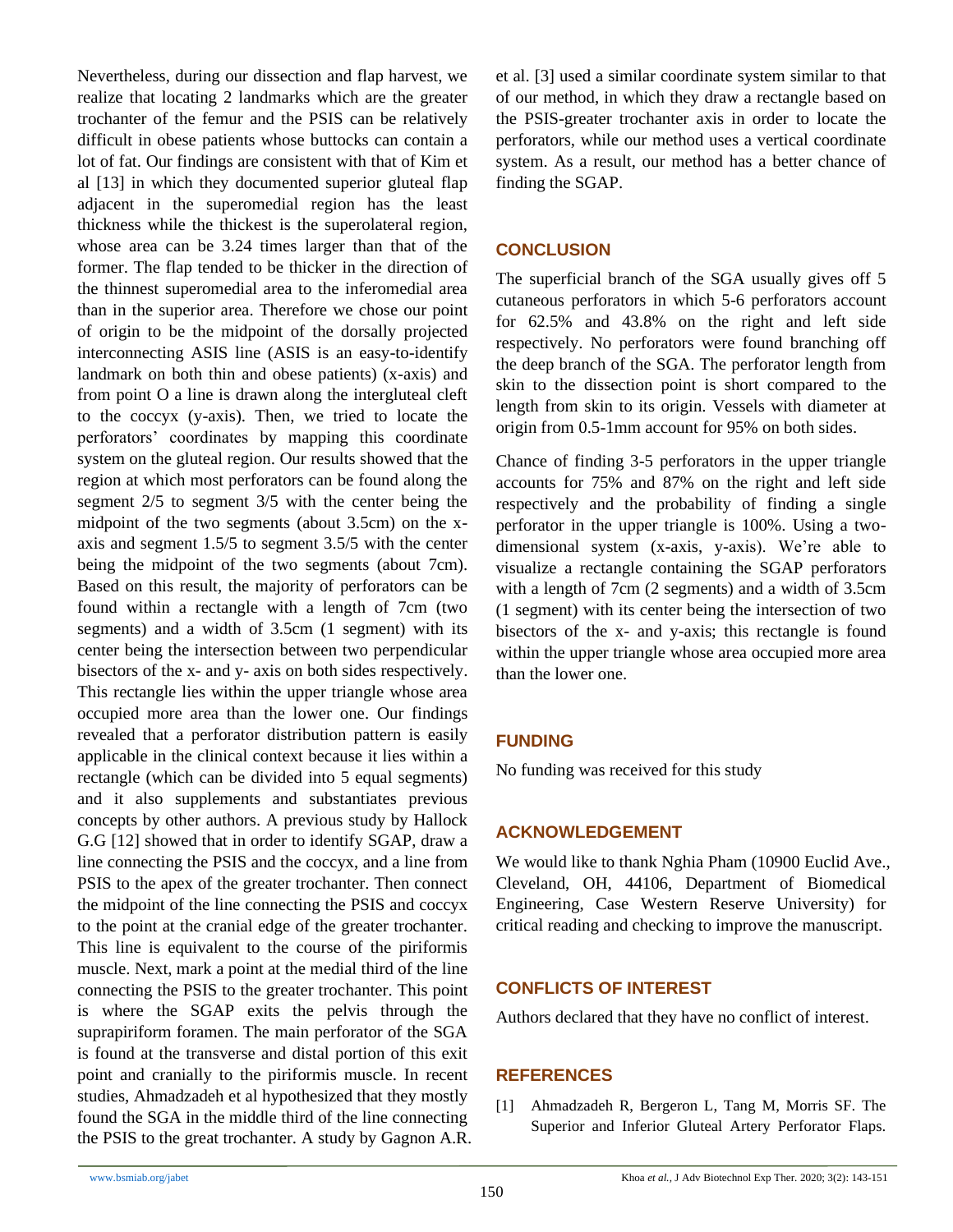Nevertheless, during our dissection and flap harvest, we realize that locating 2 landmarks which are the greater trochanter of the femur and the PSIS can be relatively difficult in obese patients whose buttocks can contain a lot of fat. Our findings are consistent with that of Kim et al [13] in which they documented superior gluteal flap adjacent in the superomedial region has the least thickness while the thickest is the superolateral region, whose area can be 3.24 times larger than that of the former. The flap tended to be thicker in the direction of the thinnest superomedial area to the inferomedial area than in the superior area. Therefore we chose our point of origin to be the midpoint of the dorsally projected interconnecting ASIS line (ASIS is an easy-to-identify landmark on both thin and obese patients) (x-axis) and from point O a line is drawn along the intergluteal cleft to the coccyx (y-axis). Then, we tried to locate the perforators' coordinates by mapping this coordinate system on the gluteal region. Our results showed that the region at which most perforators can be found along the segment 2/5 to segment 3/5 with the center being the midpoint of the two segments (about 3.5cm) on the x-axis and segment 1.5/5 to segment 3.5/5 with the center being the midpoint of the two segments (about 7cm). Based on this result, the majority of perforators can be found within a rectangle with a length of 7cm (two segments) and a width of 3.5cm (1 segment) with its center being the intersection between two perpendicular bisectors of the x- and y- axis on both sides respectively. This rectangle lies within the upper triangle whose area occupied more area than the lower one. Our findings revealed that a perforator distribution pattern is easily applicable in the clinical context because it lies within a rectangle (which can be divided into 5 equal segments) and it also supplements and substantiates previous concepts by other authors. A previous study by Hallock G.G [12] showed that in order to identify SGAP, draw a line connecting the PSIS and the coccyx, and a line from PSIS to the apex of the greater trochanter. Then connect the midpoint of the line connecting the PSIS and coccyx to the point at the cranial edge of the greater trochanter. This line is equivalent to the course of the piriformis muscle. Next, mark a point at the medial third of the line connecting the PSIS to the greater trochanter. This point is where the SGAP exits the pelvis through the suprapiriform foramen. The main perforator of the SGA is found at the transverse and distal portion of this exit point and cranially to the piriformis muscle. In recent studies, Ahmadzadeh et al hypothesized that they mostly found the SGA in the middle third of the line connecting the PSIS to the great trochanter. A study by Gagnon A.R. et al. [3] used a similar coordinate system similar to that of our method, in which they draw a rectangle based on the PSIS-greater trochanter axis in order to locate the perforators, while our method uses a vertical coordinate system. As a result, our method has a better chance of finding the SGAP.

## CONCLUSION

The superficial branch of the SGA usually gives off 5 cutaneous perforators in which 5-6 perforators account for 62.5% and 43.8% on the right and left side respectively. No perforators were found branching off the deep branch of the SGA. The perforator length from skin to the dissection point is short compared to the length from skin to its origin. Vessels with diameter at origin from 0.5-1mm account for 95% on both sides.

Chance of finding 3-5 perforators in the upper triangle accounts for 75% and 87% on the right and left side respectively and the probability of finding a single perforator in the upper triangle is 100%. Using a two-dimensional system (x-axis, y-axis). We're able to visualize a rectangle containing the SGAP perforators with a length of 7cm (2 segments) and a width of 3.5cm (1 segment) with its center being the intersection of two bisectors of the x- and y-axis; this rectangle is found within the upper triangle whose area occupied more area than the lower one.

## FUNDING

No funding was received for this study

## ACKNOWLEDGEMENT

We would like to thank Nghia Pham (10900 Euclid Ave., Cleveland, OH, 44106, Department of Biomedical Engineering, Case Western Reserve University) for critical reading and checking to improve the manuscript.

## CONFLICTS OF INTEREST

Authors declared that they have no conflict of interest.

## REFERENCES

[1] Ahmadzadeh R, Bergeron L, Tang M, Morris SF. The Superior and Inferior Gluteal Artery Perforator Flaps.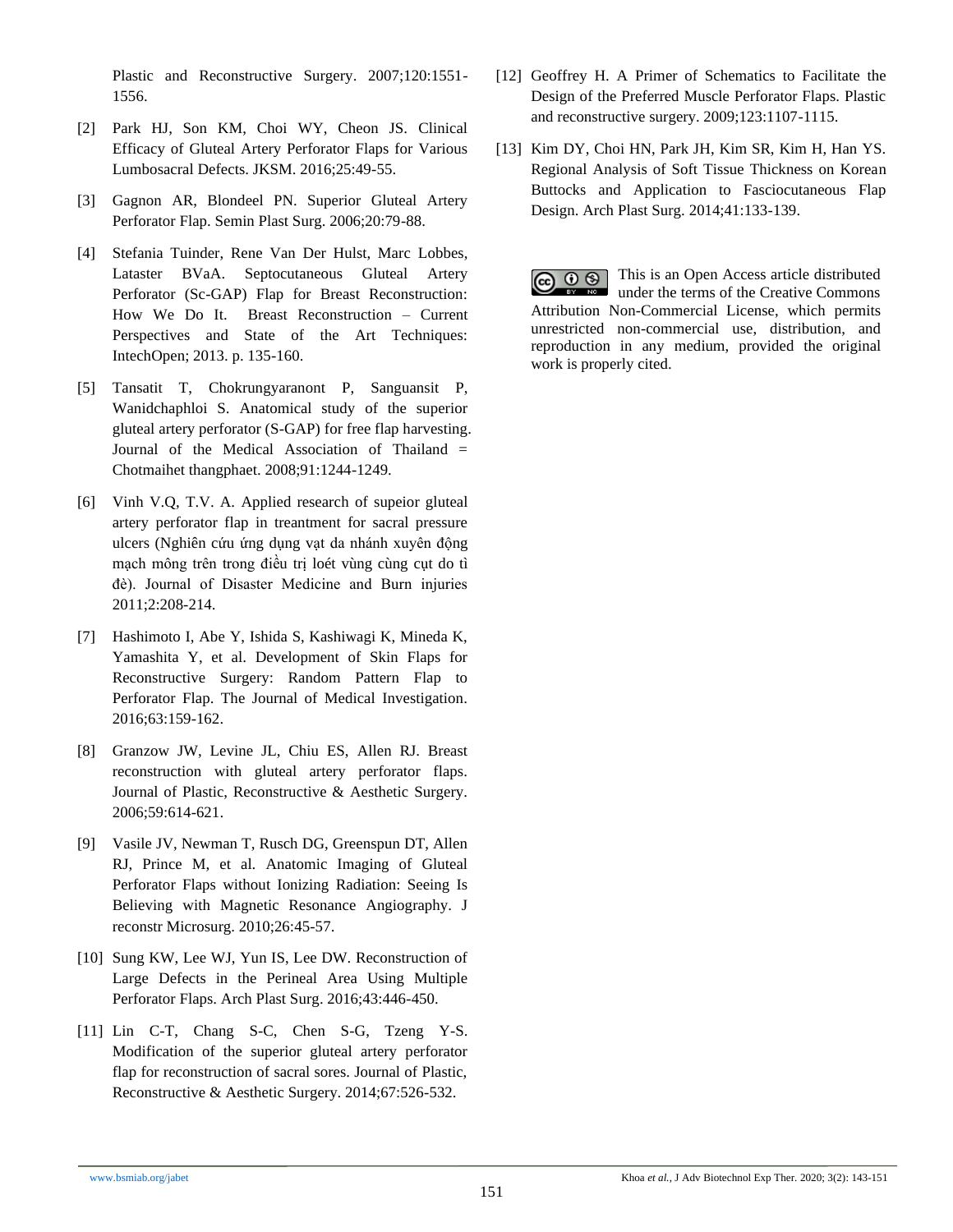Plastic and Reconstructive Surgery. 2007;120:1551-1556.

[2] Park HJ, Son KM, Choi WY, Cheon JS. Clinical Efficacy of Gluteal Artery Perforator Flaps for Various Lumbosacral Defects. JKSM. 2016;25:49-55.

[3] Gagnon AR, Blondeel PN. Superior Gluteal Artery Perforator Flap. Semin Plast Surg. 2006;20:79-88.

[4] Stefania Tuinder, Rene Van Der Hulst, Marc Lobbes, Lataster BVaA. Septocutaneous Gluteal Artery Perforator (Sc-GAP) Flap for Breast Reconstruction: How We Do It. Breast Reconstruction – Current Perspectives and State of the Art Techniques: IntechOpen; 2013. p. 135-160.

[5] Tansatit T, Chokrungyaranont P, Sanguansit P, Wanidchaphloi S. Anatomical study of the superior gluteal artery perforator (S-GAP) for free flap harvesting. Journal of the Medical Association of Thailand = Chotmaihet thangphaet. 2008;91:1244-1249.

[6] Vinh V.Q, T.V. A. Applied research of supeior gluteal artery perforator flap in treantment for sacral pressure ulcers (Nghiên cứu ứng dụng vạt da nhánh xuyên động mạch mông trên trong điều trị loét vùng cùng cụt do tì đè). Journal of Disaster Medicine and Burn injuries 2011;2:208-214.

[7] Hashimoto I, Abe Y, Ishida S, Kashiwagi K, Mineda K, Yamashita Y, et al. Development of Skin Flaps for Reconstructive Surgery: Random Pattern Flap to Perforator Flap. The Journal of Medical Investigation. 2016;63:159-162.

[8] Granzow JW, Levine JL, Chiu ES, Allen RJ. Breast reconstruction with gluteal artery perforator flaps. Journal of Plastic, Reconstructive & Aesthetic Surgery. 2006;59:614-621.

[9] Vasile JV, Newman T, Rusch DG, Greenspun DT, Allen RJ, Prince M, et al. Anatomic Imaging of Gluteal Perforator Flaps without Ionizing Radiation: Seeing Is Believing with Magnetic Resonance Angiography. J reconstr Microsurg. 2010;26:45-57.

[10] Sung KW, Lee WJ, Yun IS, Lee DW. Reconstruction of Large Defects in the Perineal Area Using Multiple Perforator Flaps. Arch Plast Surg. 2016;43:446-450.

[11] Lin C-T, Chang S-C, Chen S-G, Tzeng Y-S. Modification of the superior gluteal artery perforator flap for reconstruction of sacral sores. Journal of Plastic, Reconstructive & Aesthetic Surgery. 2014;67:526-532.

[12] Geoffrey H. A Primer of Schematics to Facilitate the Design of the Preferred Muscle Perforator Flaps. Plastic and reconstructive surgery. 2009;123:1107-1115.

[13] Kim DY, Choi HN, Park JH, Kim SR, Kim H, Han YS. Regional Analysis of Soft Tissue Thickness on Korean Buttocks and Application to Fasciocutaneous Flap Design. Arch Plast Surg. 2014;41:133-139.

This is an Open Access article distributed under the terms of the Creative Commons Attribution Non-Commercial License, which permits unrestricted non-commercial use, distribution, and reproduction in any medium, provided the original work is properly cited.